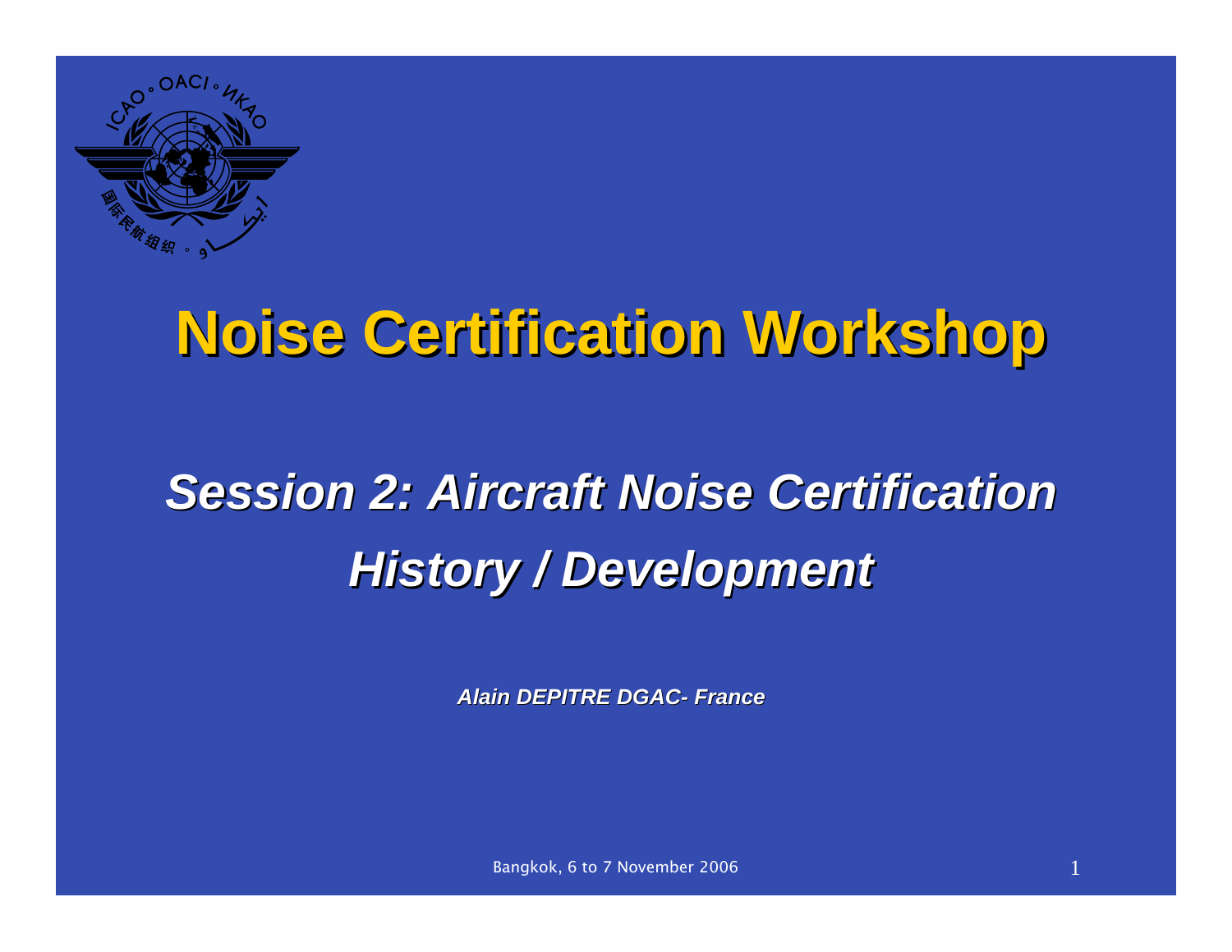# Noise Certification Workshop

## *Session 2: Aircraft Noise Certification History / Development*

***Alain DEPITRE DGAC- France***

Bangkok, 6 to 7 November 2006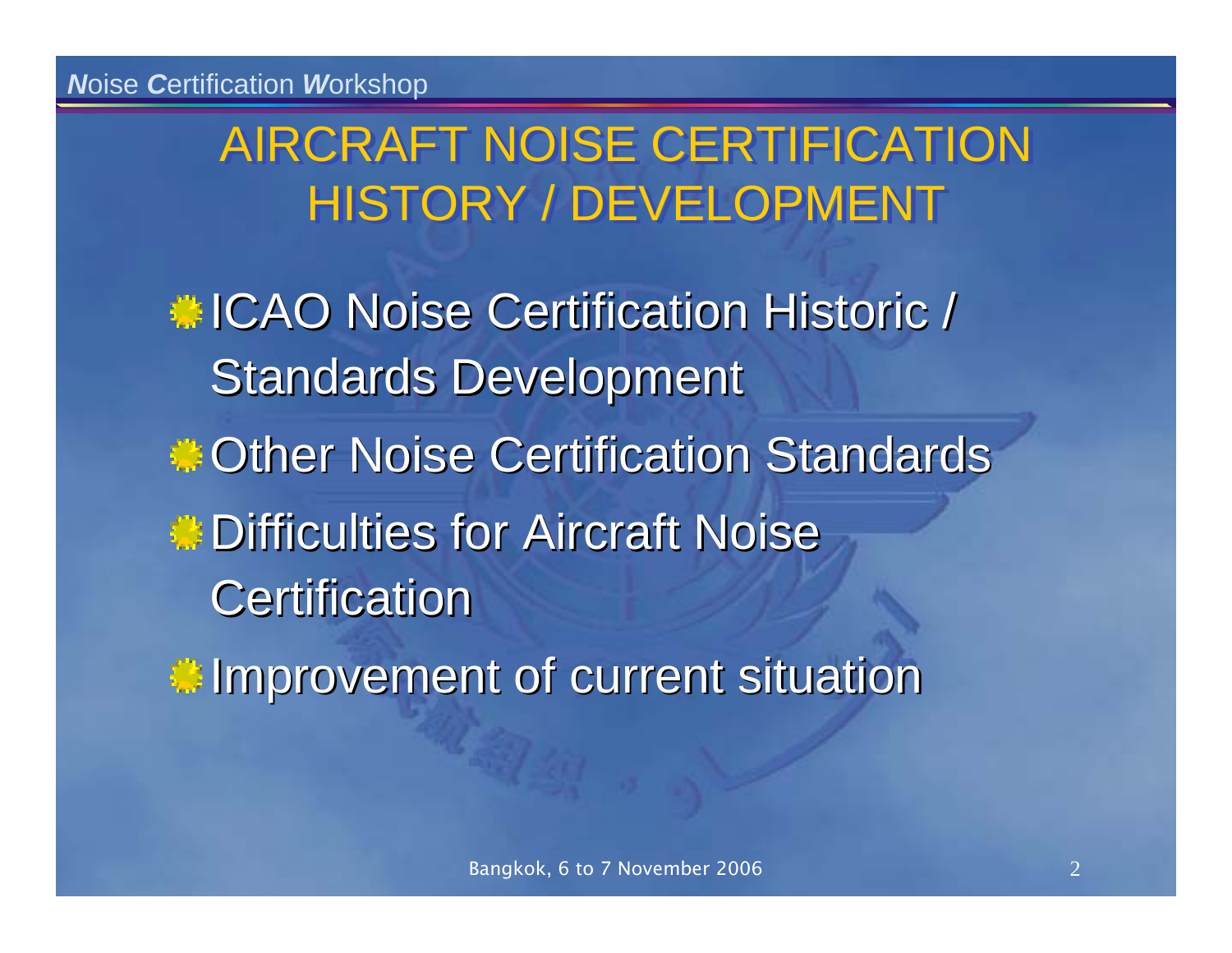# AIRCRAFT NOISE CERTIFICATION HISTORY / DEVELOPMENT

- ICAO Noise Certification Historic / Standards Development
- Other Noise Certification Standards
- Difficulties for Aircraft Noise Certification
- Improvement of current situation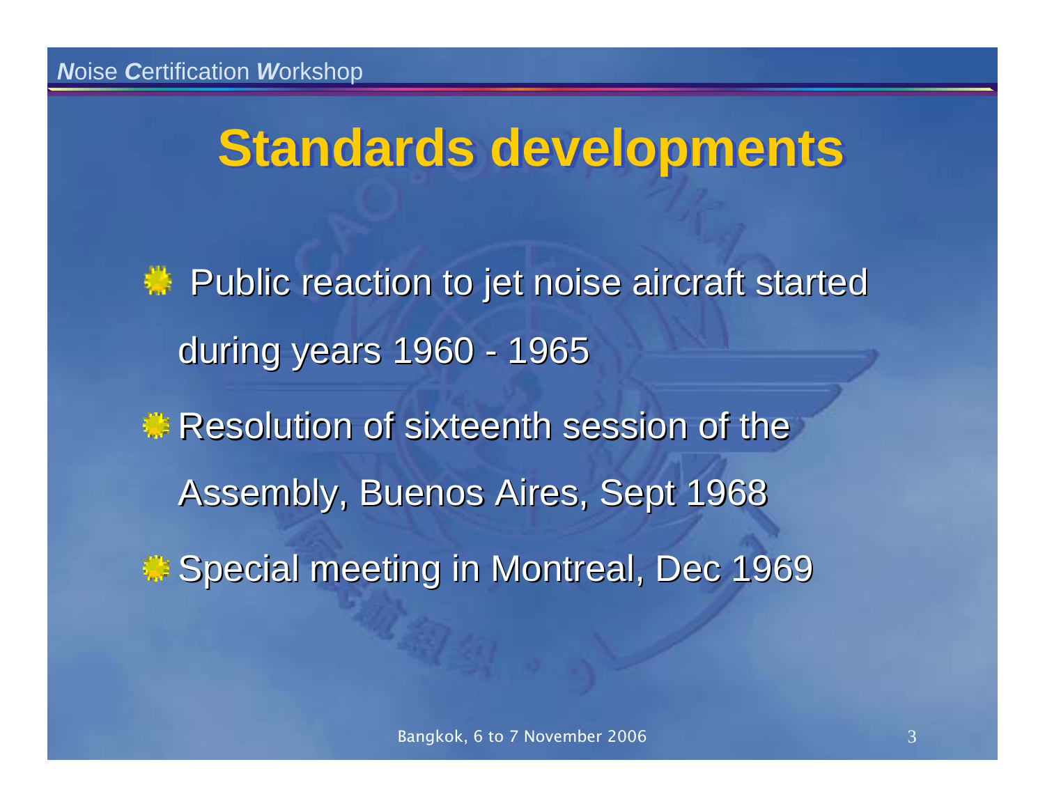## Standards developments

- Public reaction to jet noise aircraft started during years 1960 - 1965
- Resolution of sixteenth session of the Assembly, Buenos Aires, Sept 1968
- Special meeting in Montreal, Dec 1969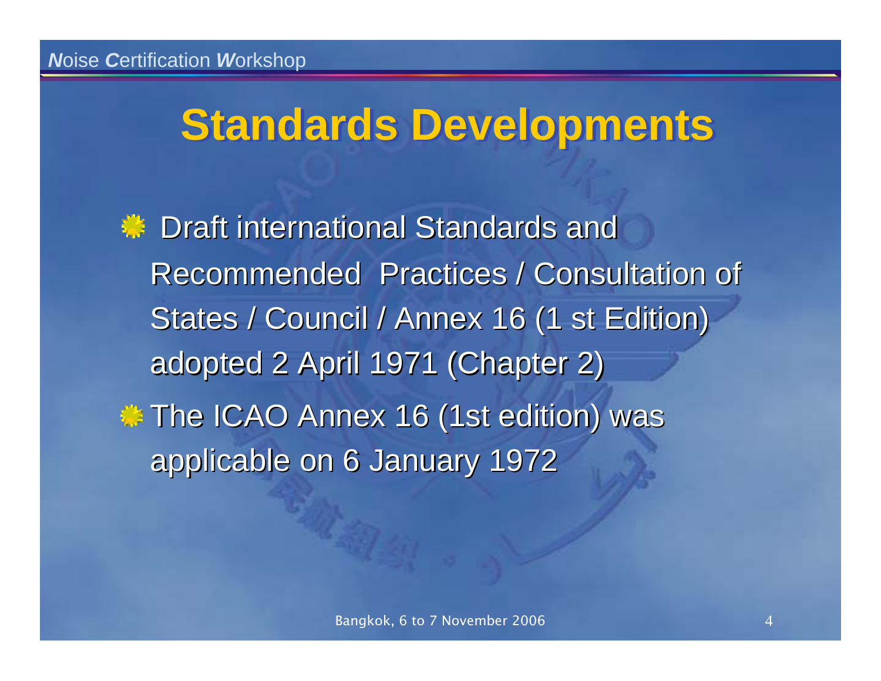# Standards Developments

- Draft international Standards and Recommended Practices / Consultation of States / Council / Annex 16 (1 st Edition) adopted 2 April 1971 (Chapter 2)
- The ICAO Annex 16 (1st edition) was applicable on 6 January 1972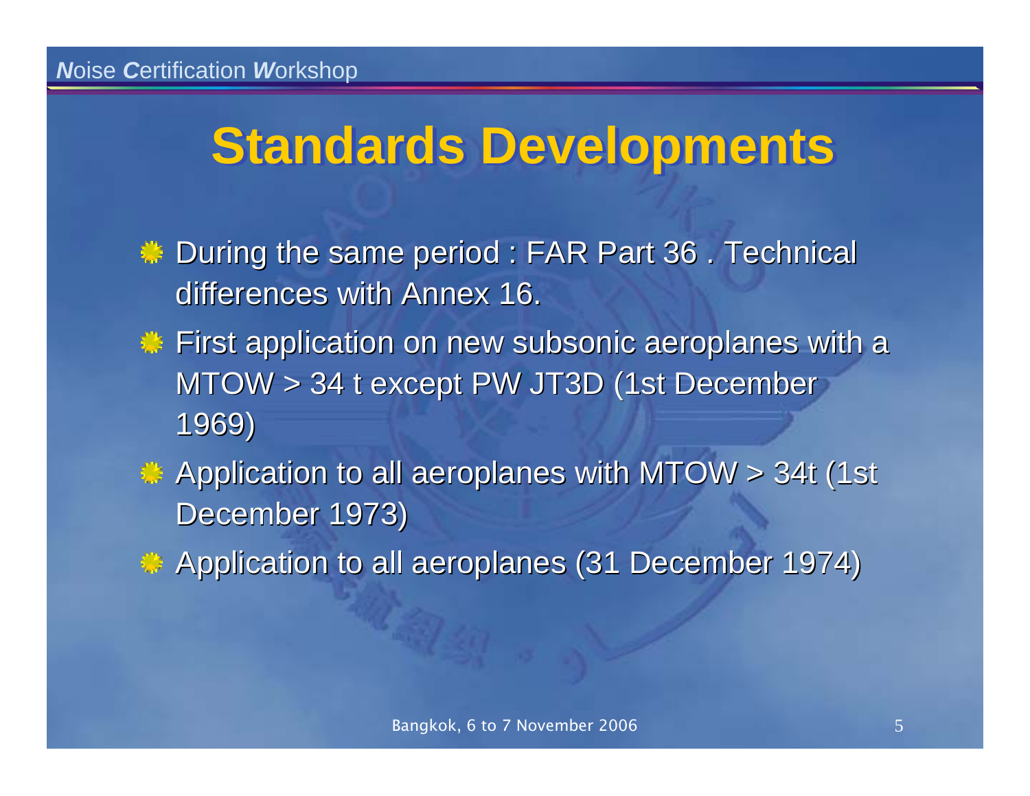# Standards Developments

- During the same period : FAR Part 36 . Technical differences with Annex 16.
- First application on new subsonic aeroplanes with a MTOW > 34 t except PW JT3D (1st December 1969)
- Application to all aeroplanes with MTOW > 34t (1st December 1973)
- Application to all aeroplanes (31 December 1974)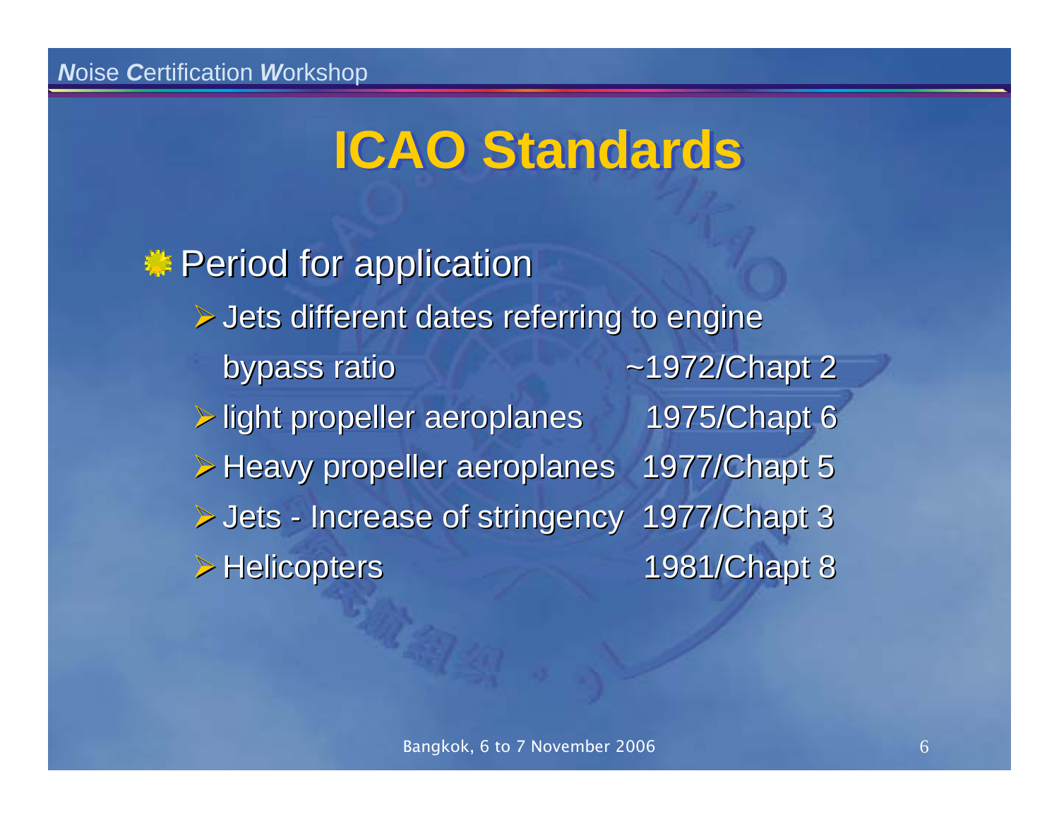# ICAO Standards

- Period for application
  - Jets different dates referring to engine bypass ratio ~1972/Chapt 2
  - light propeller aeroplanes 1975/Chapt 6
  - Heavy propeller aeroplanes 1977/Chapt 5
  - Jets - Increase of stringency 1977/Chapt 3
  - Helicopters 1981/Chapt 8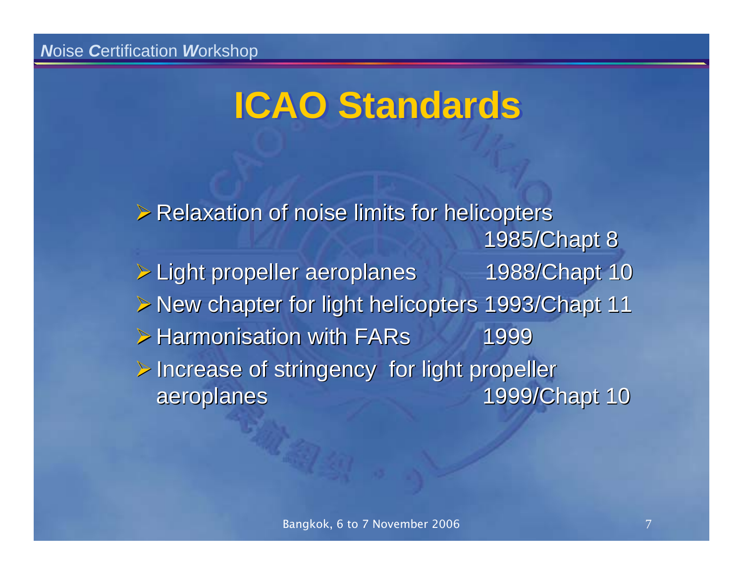# ICAO Standards

- Relaxation of noise limits for helicopters 1985/Chapt 8
- Light propeller aeroplanes 1988/Chapt 10
- New chapter for light helicopters 1993/Chapt 11
- Harmonisation with FARs 1999
- Increase of stringency for light propeller aeroplanes 1999/Chapt 10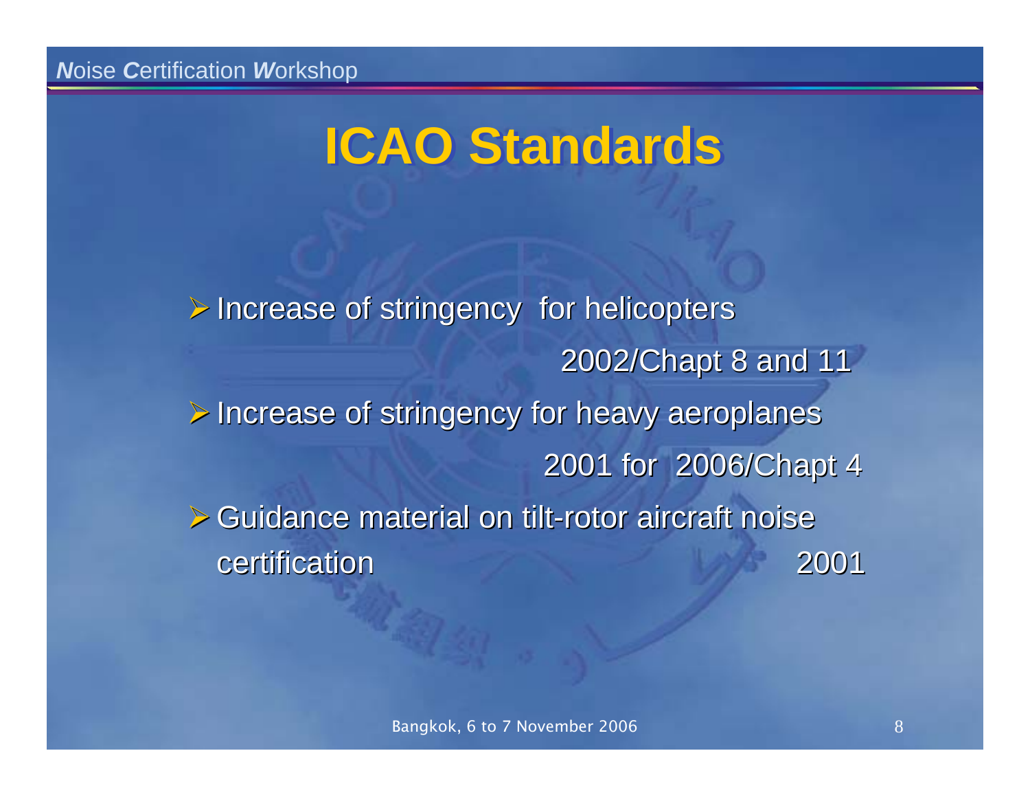# ICAO Standards

- Increase of stringency for helicopters
  2002/Chapt 8 and 11
- Increase of stringency for heavy aeroplanes
  2001 for 2006/Chapt 4
- Guidance material on tilt-rotor aircraft noise certification 2001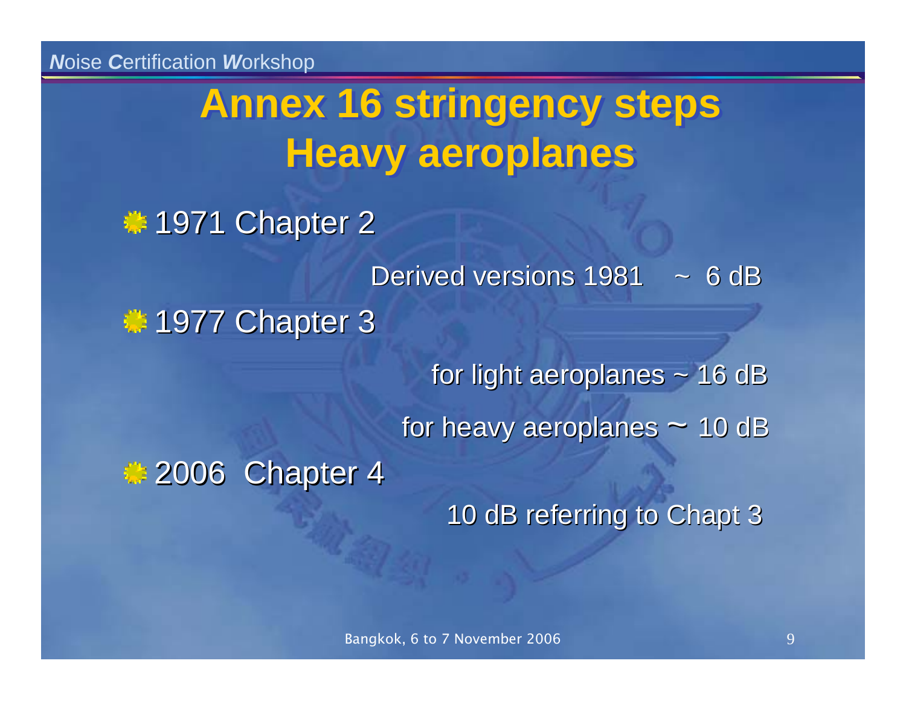# Annex 16 stringency steps
## Heavy aeroplanes

- 1971 Chapter 2

  Derived versions 1981 ~ 6 dB

- 1977 Chapter 3

  for light aeroplanes ~ 16 dB

  for heavy aeroplanes ~ 10 dB

- 2006 Chapter 4

  10 dB referring to Chapt 3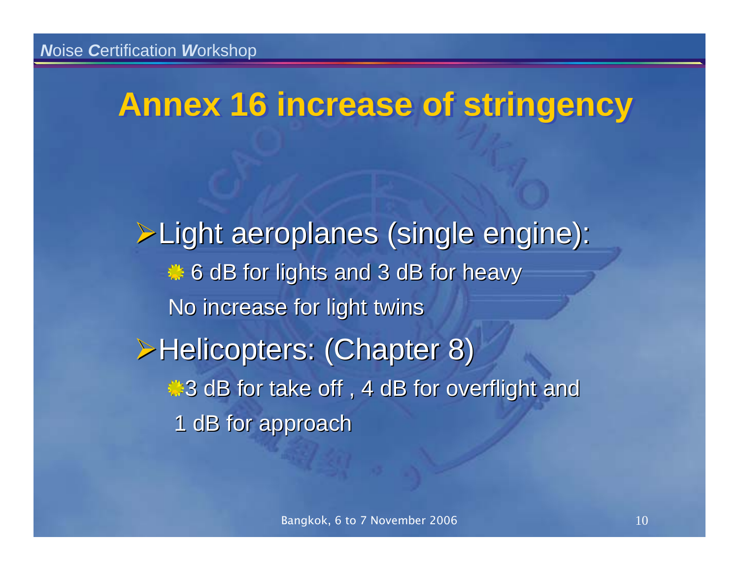# Annex 16 increase of stringency

- Light aeroplanes (single engine):
  - 6 dB for lights and 3 dB for heavy

    No increase for light twins
- Helicopters: (Chapter 8)
  - 3 dB for take off , 4 dB for overflight and

    1 dB for approach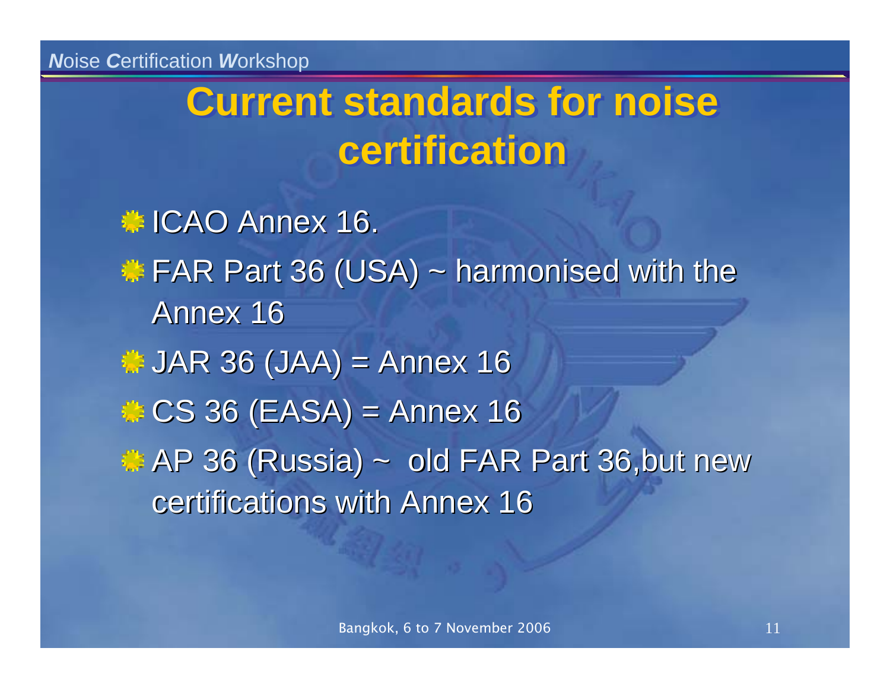# Current standards for noise certification

- ICAO Annex 16.
- FAR Part 36 (USA) ~ harmonised with the Annex 16
- JAR 36 (JAA) = Annex 16
- CS 36 (EASA) = Annex 16
- AP 36 (Russia) ~ old FAR Part 36,but new certifications with Annex 16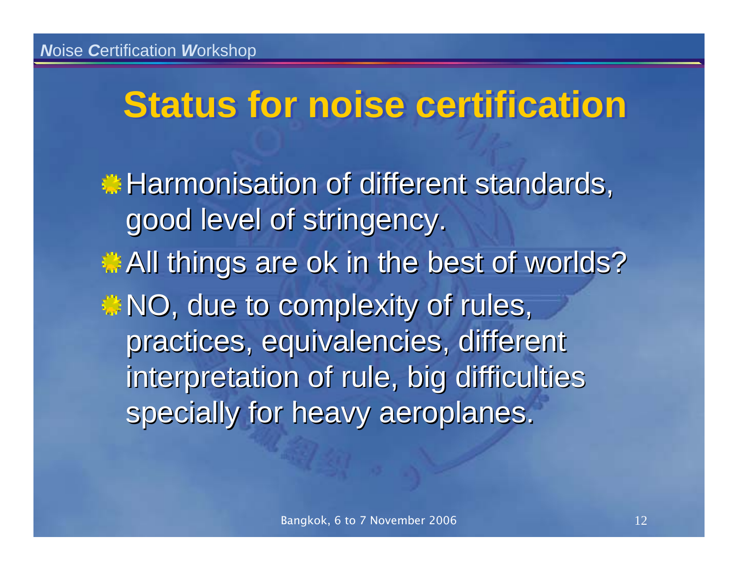# Status for noise certification

- Harmonisation of different standards, good level of stringency.
- All things are ok in the best of worlds?
- NO, due to complexity of rules, practices, equivalencies, different interpretation of rule, big difficulties specially for heavy aeroplanes.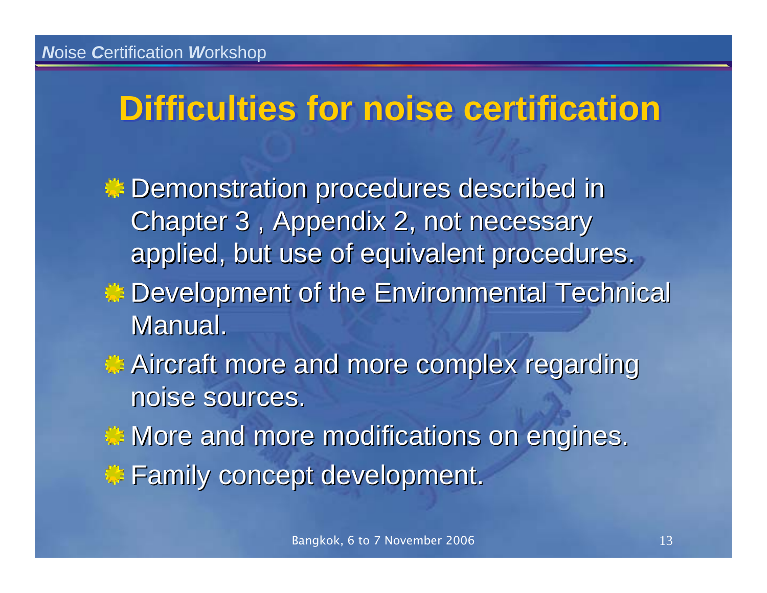## Difficulties for noise certification

- Demonstration procedures described in Chapter 3 , Appendix 2, not necessary applied, but use of equivalent procedures.
- Development of the Environmental Technical Manual.
- Aircraft more and more complex regarding noise sources.
- More and more modifications on engines.
- Family concept development.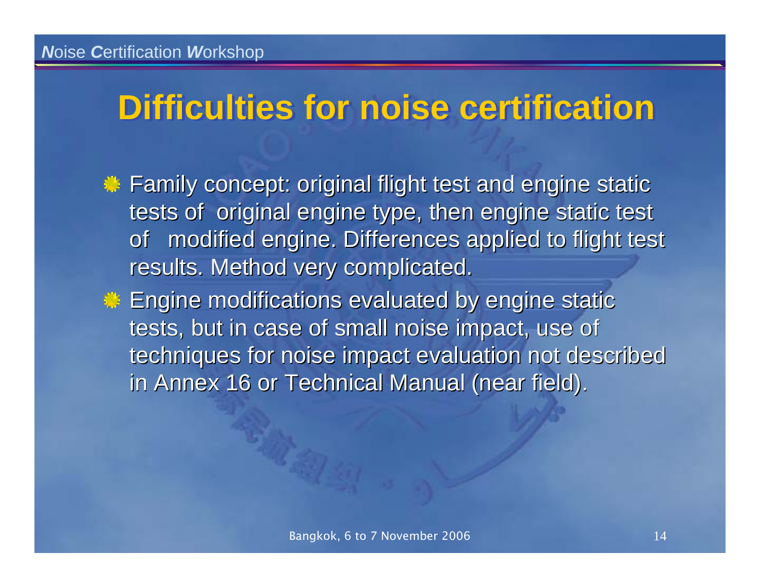# Difficulties for noise certification

- Family concept: original flight test and engine static tests of original engine type, then engine static test of modified engine. Differences applied to flight test results. Method very complicated.
- Engine modifications evaluated by engine static tests, but in case of small noise impact, use of techniques for noise impact evaluation not described in Annex 16 or Technical Manual (near field).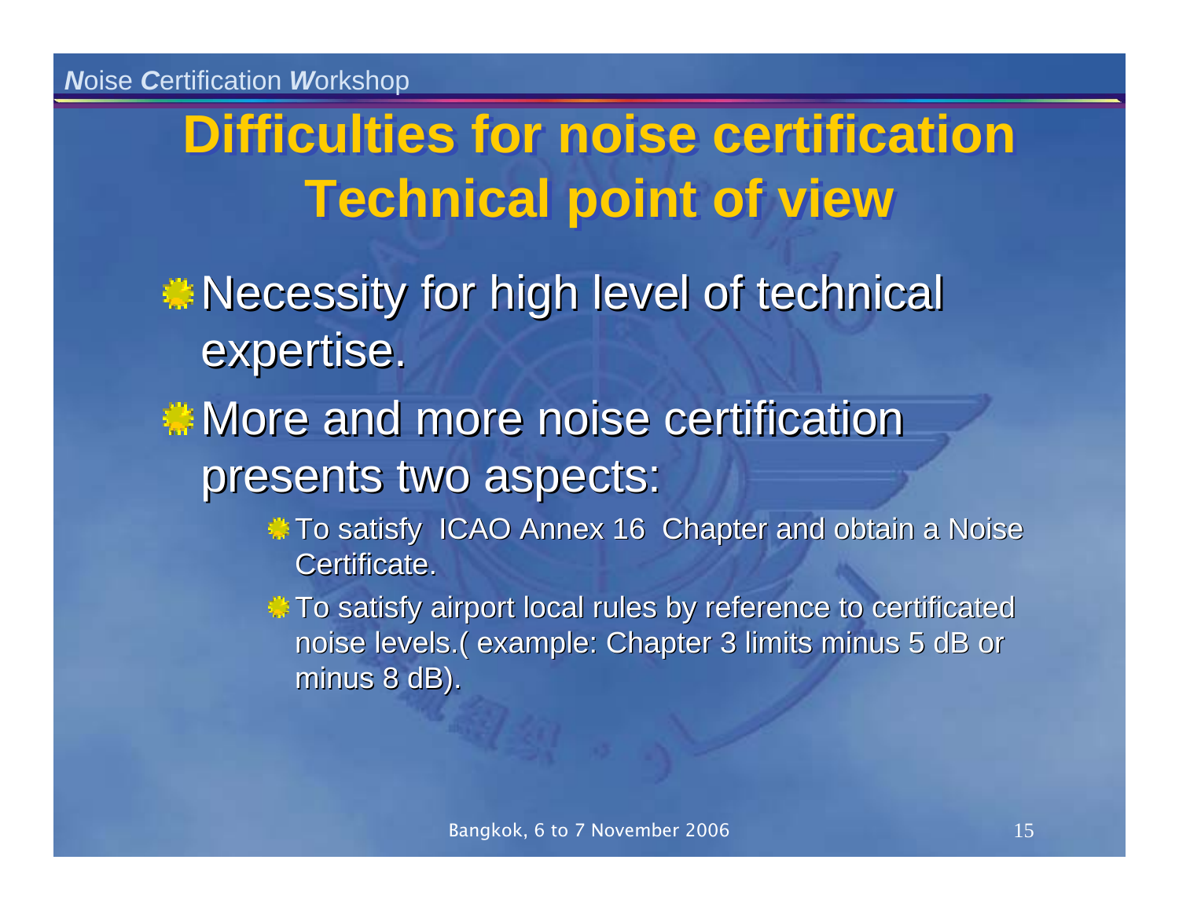# Difficulties for noise certification Technical point of view

- Necessity for high level of technical expertise.
- More and more noise certification presents two aspects:
  - To satisfy ICAO Annex 16 Chapter and obtain a Noise Certificate.
  - To satisfy airport local rules by reference to certificated noise levels.( example: Chapter 3 limits minus 5 dB or minus 8 dB).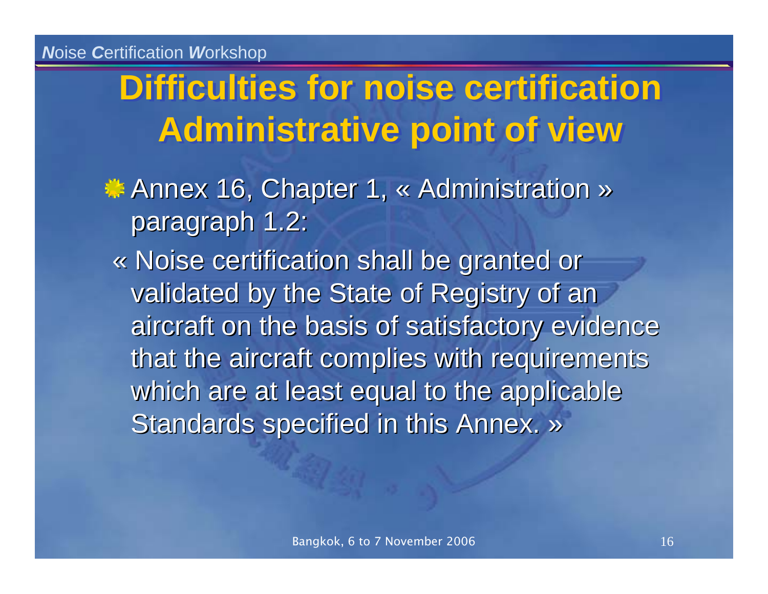# Difficulties for noise certification Administrative point of view

- Annex 16, Chapter 1, « Administration » paragraph 1.2:

  « Noise certification shall be granted or validated by the State of Registry of an aircraft on the basis of satisfactory evidence that the aircraft complies with requirements which are at least equal to the applicable Standards specified in this Annex. »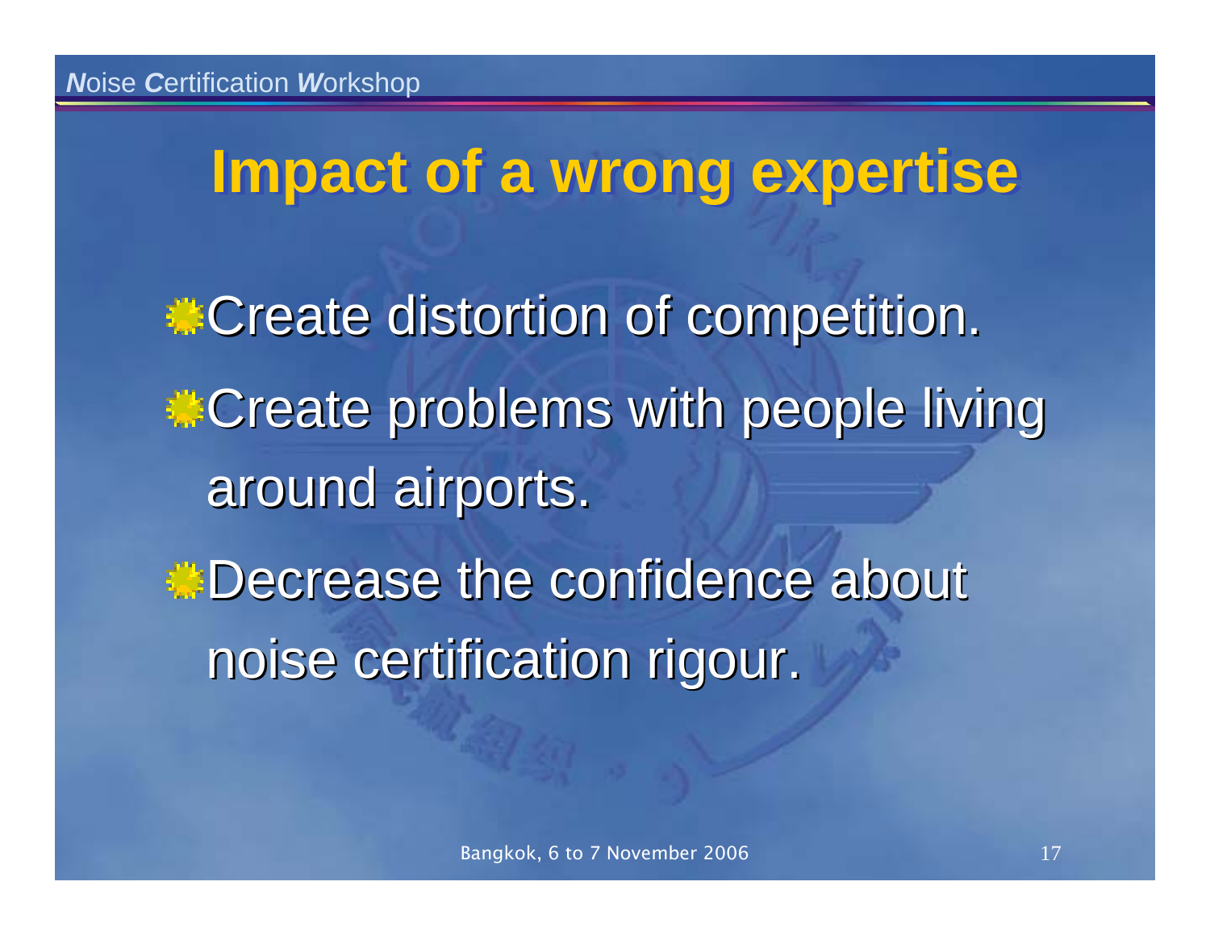# Impact of a wrong expertise

- Create distortion of competition.
- Create problems with people living around airports.
- Decrease the confidence about noise certification rigour.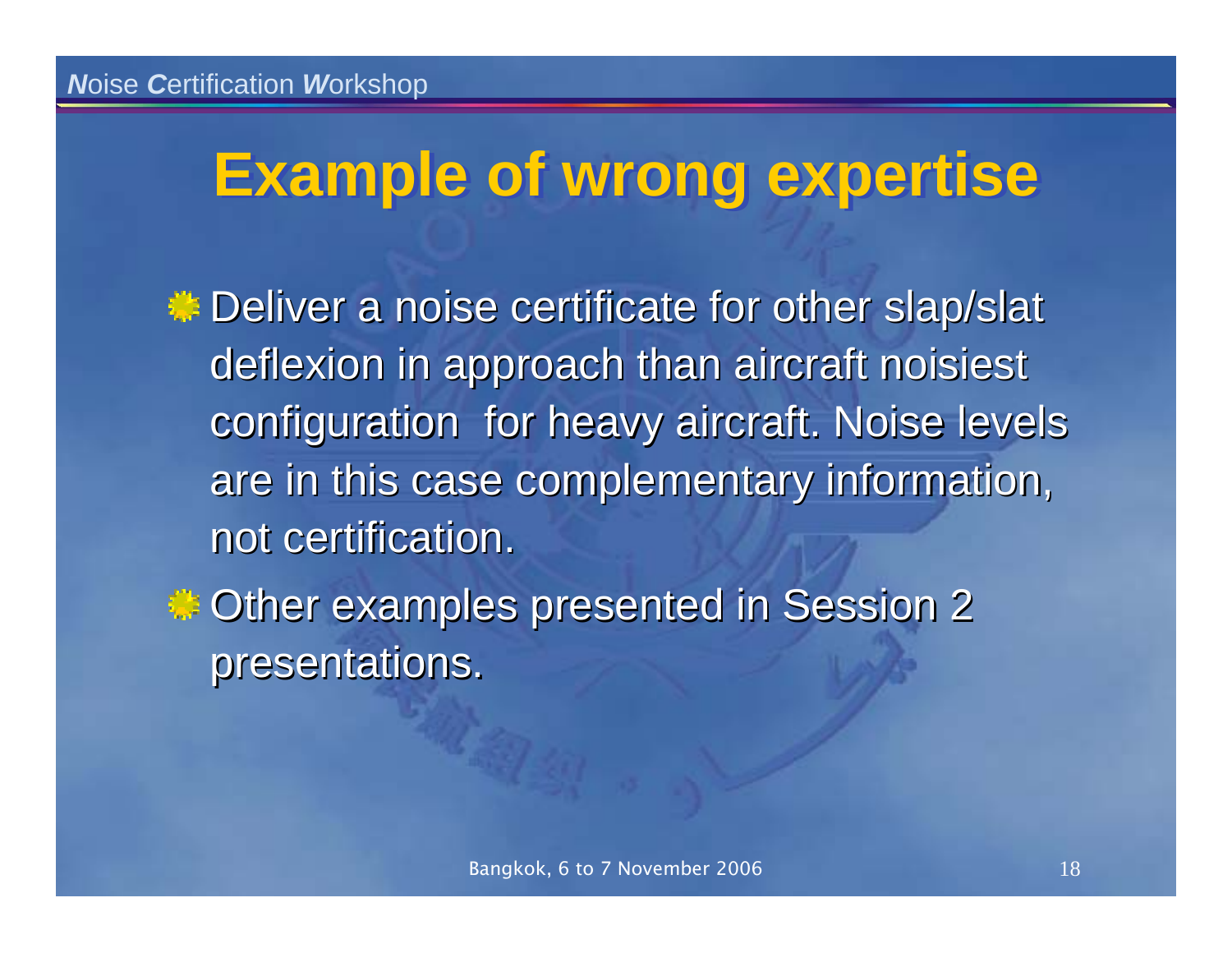# Example of wrong expertise

- Deliver a noise certificate for other slap/slat deflexion in approach than aircraft noisiest configuration  for heavy aircraft. Noise levels are in this case complementary information, not certification.
- Other examples presented in Session 2 presentations.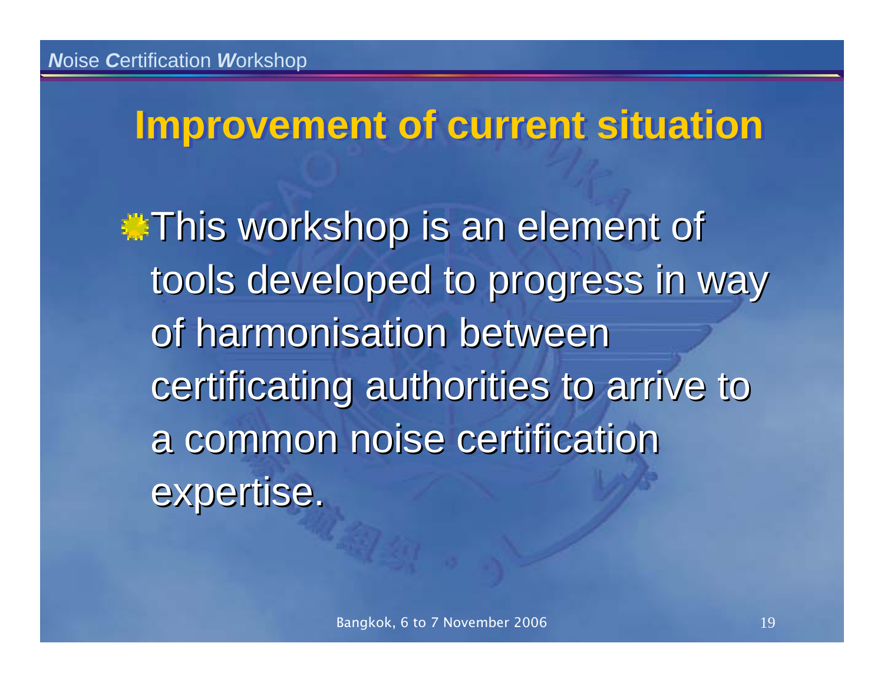# Improvement of current situation

- This workshop is an element of tools developed to progress in way of harmonisation between certificating authorities to arrive to a common noise certification expertise.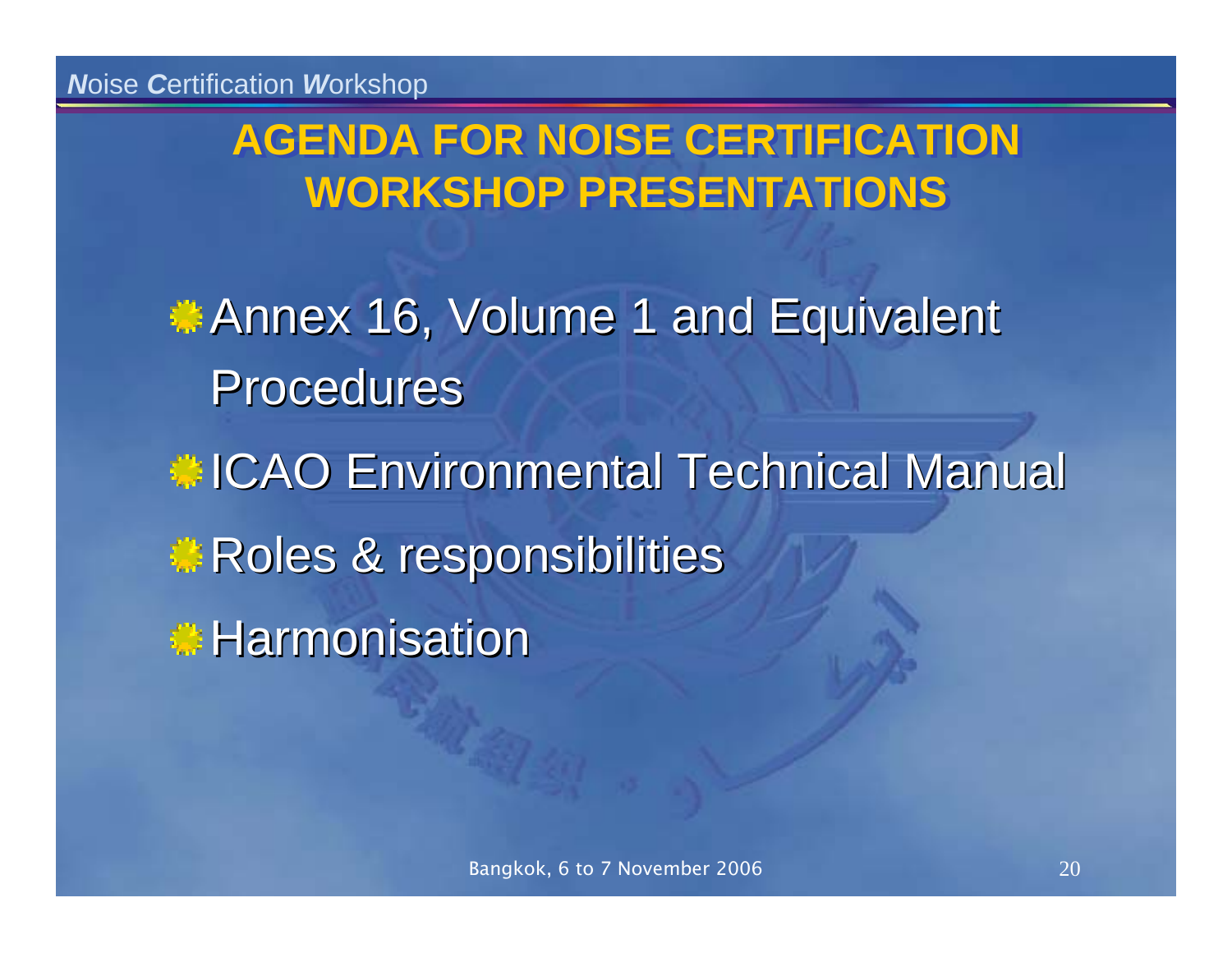## AGENDA FOR NOISE CERTIFICATION WORKSHOP PRESENTATIONS

- Annex 16, Volume 1 and Equivalent Procedures
- ICAO Environmental Technical Manual
- Roles & responsibilities
- Harmonisation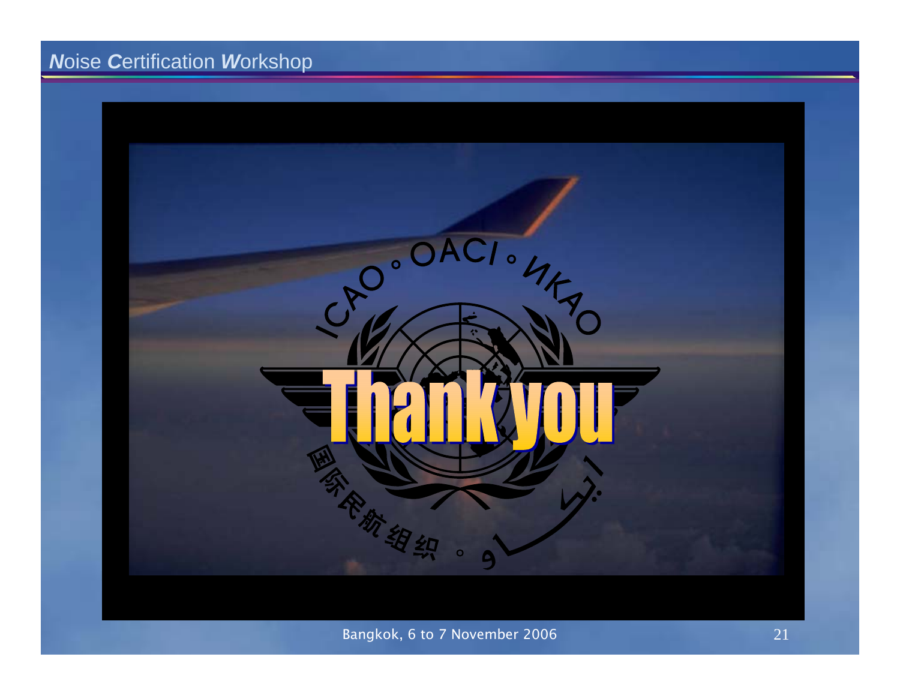# Thank you